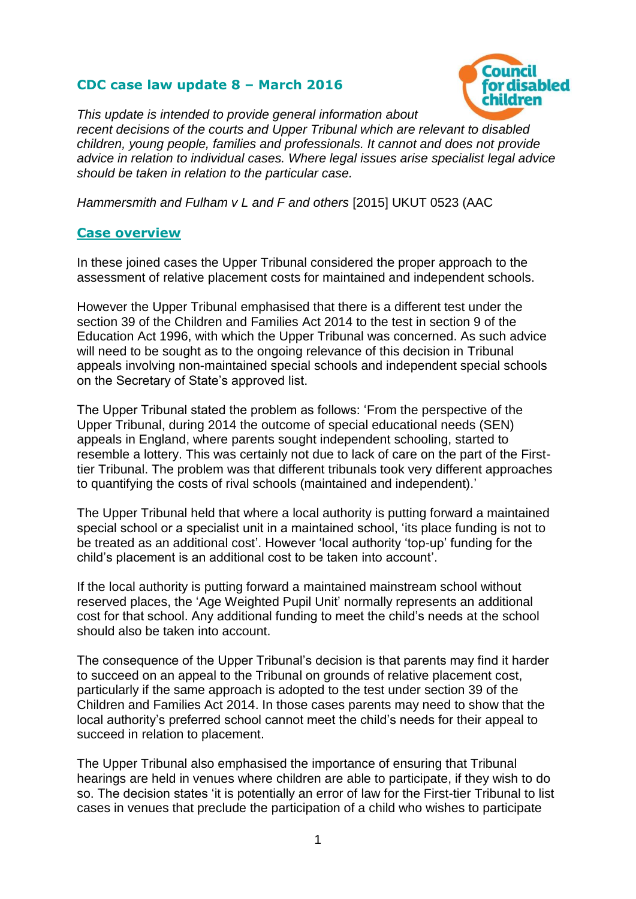## CDC case law update 8 – March 2016

*This update is intended to provide general information about recent decisions of the courts and Upper Tribunal which are relevant to disabled children, young people, families and professionals. It cannot and does not provide advice in relation to individual cases. Where legal issues arise specialist legal advice should be taken in relation to the particular case.*

*Hammersmith and Fulham v L and F and others* [2015] UKUT 0523 (AAC

### Case overview

In these joined cases the Upper Tribunal considered the proper approach to the assessment of relative placement costs for maintained and independent schools.

However the Upper Tribunal emphasised that there is a different test under the section 39 of the Children and Families Act 2014 to the test in section 9 of the Education Act 1996, with which the Upper Tribunal was concerned. As such advice will need to be sought as to the ongoing relevance of this decision in Tribunal appeals involving non-maintained special schools and independent special schools on the Secretary of State's approved list.

The Upper Tribunal stated the problem as follows: 'From the perspective of the Upper Tribunal, during 2014 the outcome of special educational needs (SEN) appeals in England, where parents sought independent schooling, started to resemble a lottery. This was certainly not due to lack of care on the part of the First-tier Tribunal. The problem was that different tribunals took very different approaches to quantifying the costs of rival schools (maintained and independent).'

The Upper Tribunal held that where a local authority is putting forward a maintained special school or a specialist unit in a maintained school, 'its place funding is not to be treated as an additional cost'. However 'local authority 'top-up' funding for the child's placement is an additional cost to be taken into account'.

If the local authority is putting forward a maintained mainstream school without reserved places, the 'Age Weighted Pupil Unit' normally represents an additional cost for that school. Any additional funding to meet the child's needs at the school should also be taken into account.

The consequence of the Upper Tribunal's decision is that parents may find it harder to succeed on an appeal to the Tribunal on grounds of relative placement cost, particularly if the same approach is adopted to the test under section 39 of the Children and Families Act 2014. In those cases parents may need to show that the local authority's preferred school cannot meet the child's needs for their appeal to succeed in relation to placement.

The Upper Tribunal also emphasised the importance of ensuring that Tribunal hearings are held in venues where children are able to participate, if they wish to do so. The decision states 'it is potentially an error of law for the First-tier Tribunal to list cases in venues that preclude the participation of a child who wishes to participate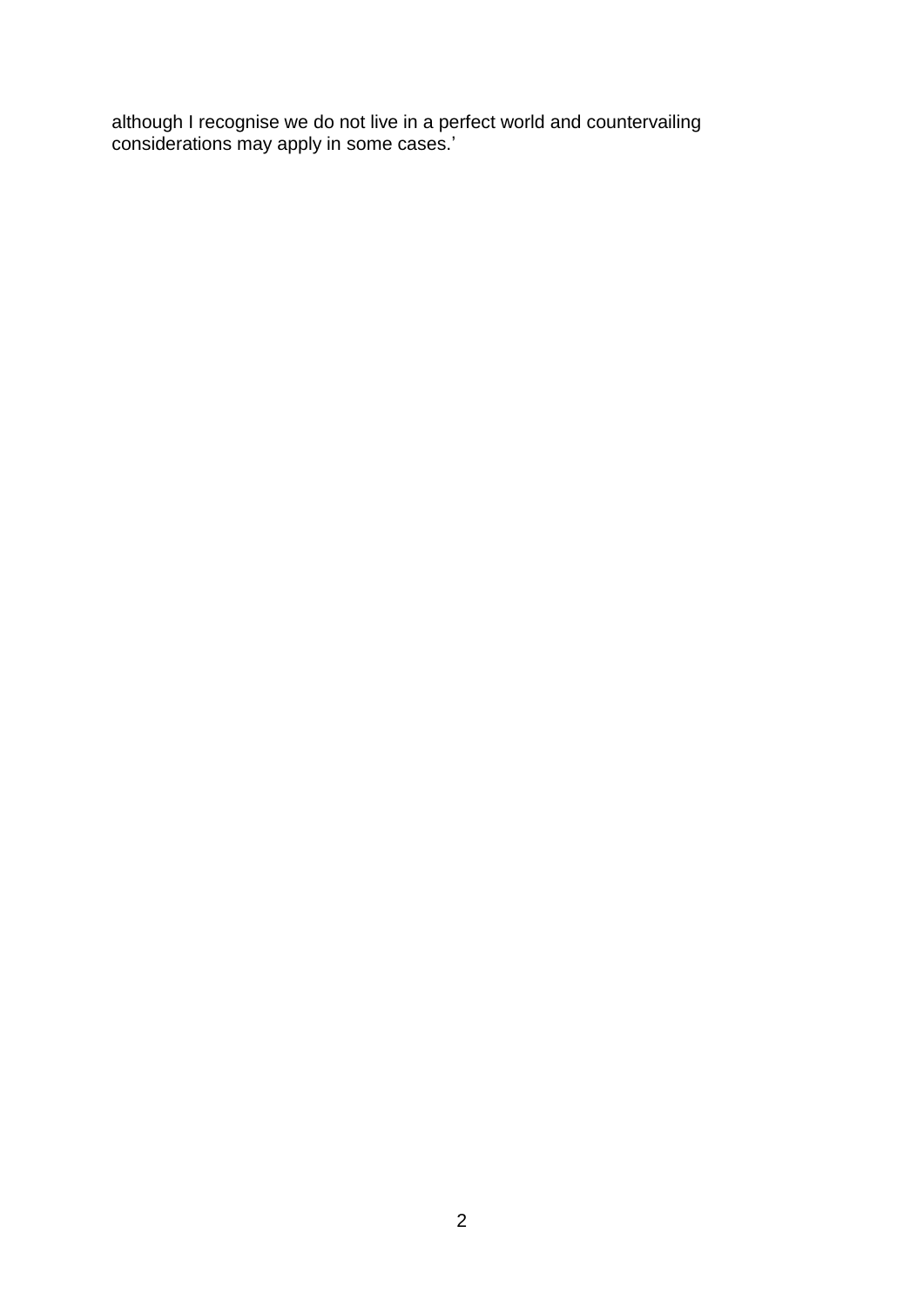although I recognise we do not live in a perfect world and countervailing considerations may apply in some cases.’